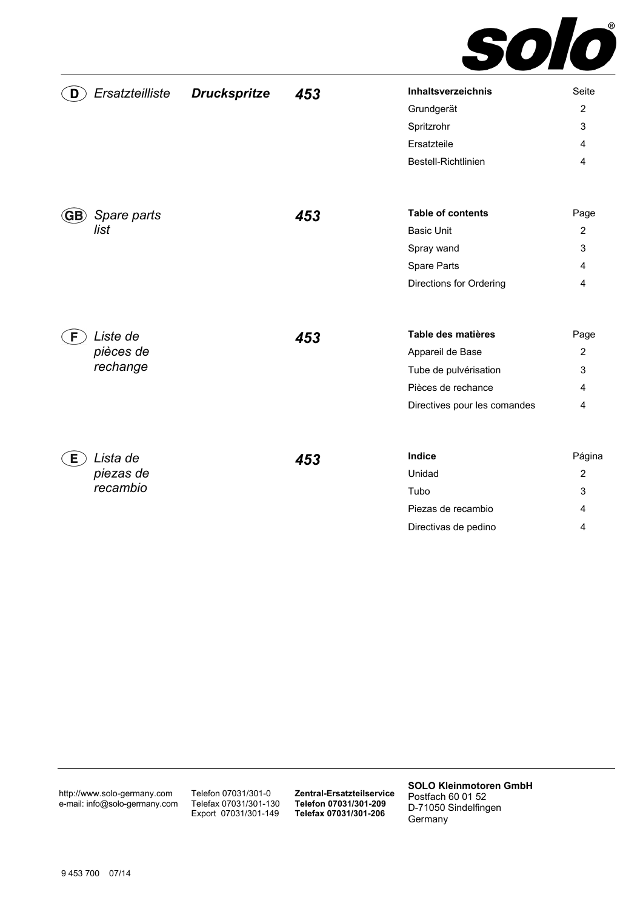**solo**®

## (D) *Ersatzteilliste* ***Druckspritze*** ***453***

| **Inhaltsverzeichnis** | Seite |
|---|---|
| Grundgerät | 2 |
| Spritzrohr | 3 |
| Ersatzteile | 4 |
| Bestell-Richtlinien | 4 |

## (GB) *Spare parts list* ***453***

| **Table of contents** | Page |
|---|---|
| Basic Unit | 2 |
| Spray wand | 3 |
| Spare Parts | 4 |
| Directions for Ordering | 4 |

## (F) *Liste de pièces de rechange* ***453***

| **Table des matières** | Page |
|---|---|
| Appareil de Base | 2 |
| Tube de pulvérisation | 3 |
| Pièces de rechance | 4 |
| Directives pour les comandes | 4 |

## (E) *Lista de piezas de recambio* ***453***

| **Indice** | Página |
|---|---|
| Unidad | 2 |
| Tubo | 3 |
| Piezas de recambio | 4 |
| Directivas de pedino | 4 |

---

http://www.solo-germany.com
e-mail: info@solo-germany.com

Telefon 07031/301-0
Telefax 07031/301-130
Export 07031/301-149

**Zentral-Ersatzteilservice**
**Telefon 07031/301-209**
**Telefax 07031/301-206**

**SOLO Kleinmotoren GmbH**
Postfach 60 01 52
D-71050 Sindelfingen
Germany

9 453 700 07/14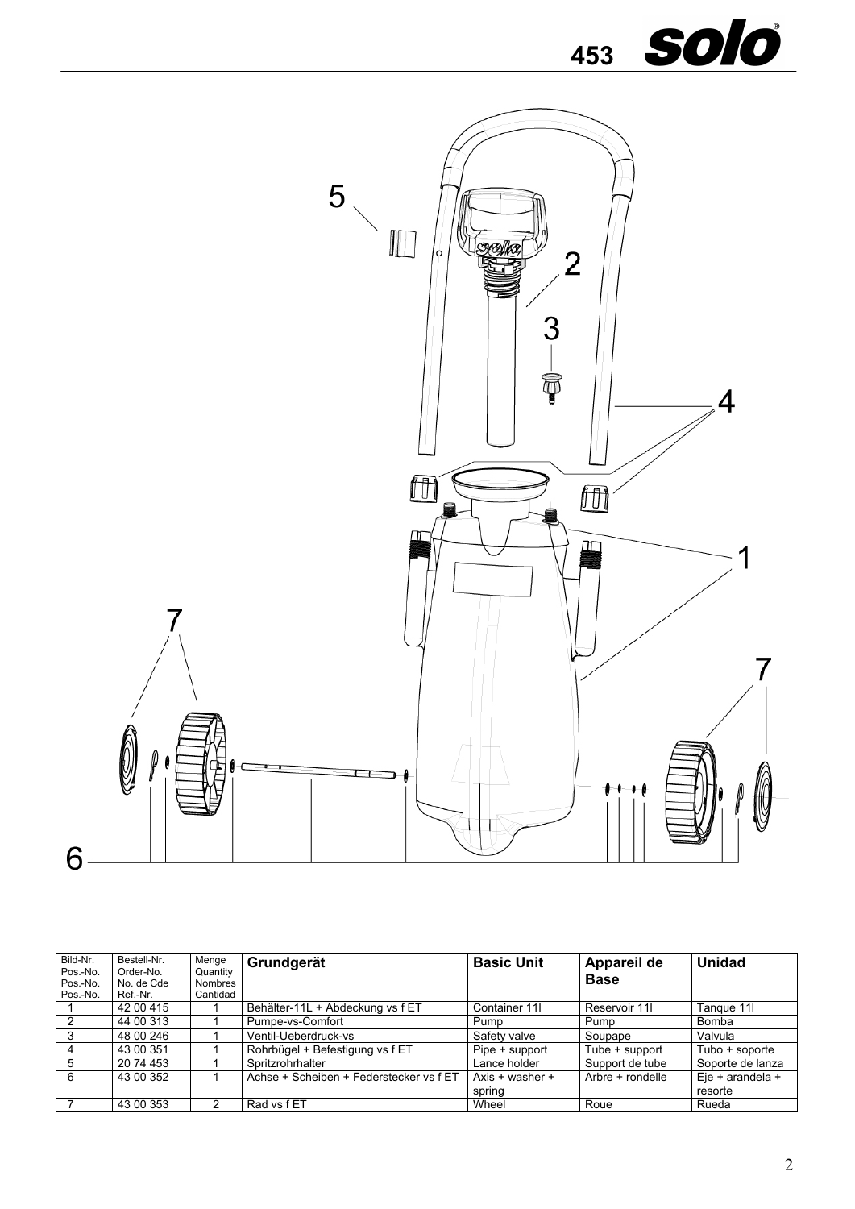| Bild-Nr. Pos.-No. Pos.-No. Pos.-No. | Bestell-Nr. Order-No. No. de Cde Ref.-Nr. | Menge Quantity Nombres Cantidad | **Grundgerät** | **Basic Unit** | **Appareil de Base** | **Unidad** |
|---|---|---|---|---|---|---|
| 1 | 42 00 415 | 1 | Behälter-11L + Abdeckung vs f ET | Container 11l | Reservoir 11l | Tanque 11l |
| 2 | 44 00 313 | 1 | Pumpe-vs-Comfort | Pump | Pump | Bomba |
| 3 | 48 00 246 | 1 | Ventil-Ueberdruck-vs | Safety valve | Soupape | Valvula |
| 4 | 43 00 351 | 1 | Rohrbügel + Befestigung vs f ET | Pipe + support | Tube + support | Tubo + soporte |
| 5 | 20 74 453 | 1 | Spritzrohrhalter | Lance holder | Support de tube | Soporte de lanza |
| 6 | 43 00 352 | 1 | Achse + Scheiben + Federstecker vs f ET | Axis + washer + spring | Arbre + rondelle | Eje + arandela + resorte |
| 7 | 43 00 353 | 2 | Rad vs f ET | Wheel | Roue | Rueda |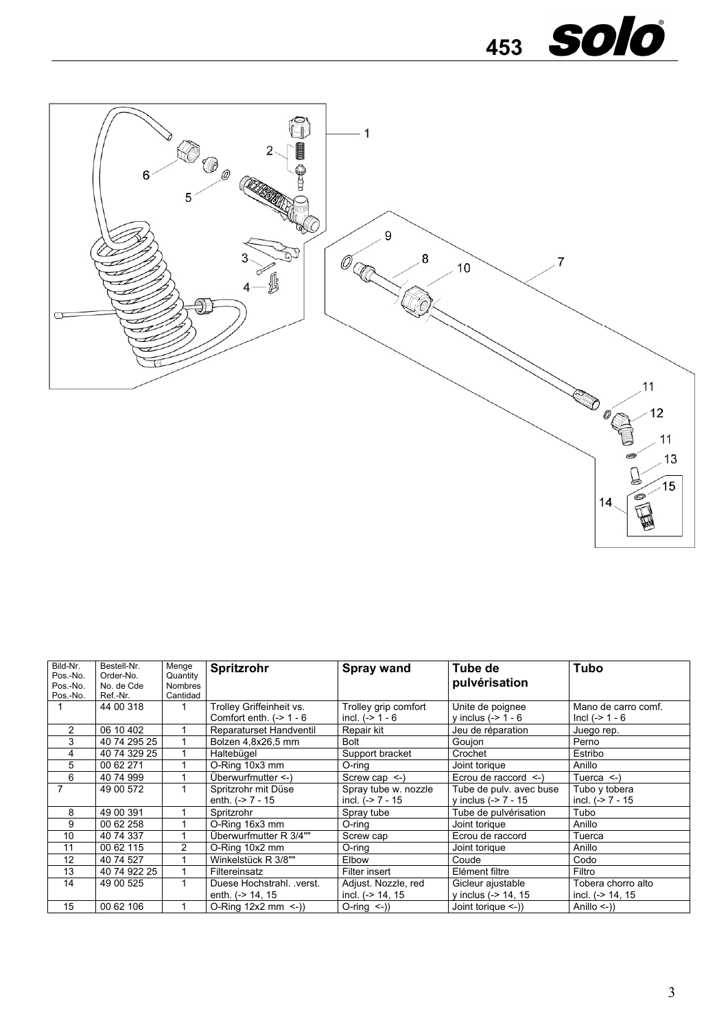| Bild-Nr. Pos.-No. Pos.-No. Pos.-No. | Bestell-Nr. Order-No. No. de Cde Ref.-Nr. | Menge Quantity Nombres Cantidad | **Spritzrohr** | **Spray wand** | **Tube de pulvérisation** | **Tubo** |
|---|---|---|---|---|---|---|
| 1 | 44 00 318 | 1 | Trolley Griffeinheit vs. Comfort enth. (-> 1 - 6 | Trolley grip comfort incl. (-> 1 - 6 | Unite de poignee y inclus (-> 1 - 6 | Mano de carro comf. Incl (-> 1 - 6 |
| 2 | 06 10 402 | 1 | Reparaturset Handventil | Repair kit | Jeu de réparation | Juego rep. |
| 3 | 40 74 295 25 | 1 | Bolzen 4,8x26,5 mm | Bolt | Goujon | Perno |
| 4 | 40 74 329 25 | 1 | Haltebügel | Support bracket | Crochet | Estribo |
| 5 | 00 62 271 | 1 | O-Ring 10x3 mm | O-ring | Joint torique | Anillo |
| 6 | 40 74 999 | 1 | Überwurfmutter <-) | Screw cap <-) | Ecrou de raccord <-) | Tuerca <-) |
| 7 | 49 00 572 | 1 | Spritzrohr mit Düse enth. (-> 7 - 15 | Spray tube w. nozzle incl. (-> 7 - 15 | Tube de pulv. avec buse y inclus (-> 7 - 15 | Tubo y tobera incl. (-> 7 - 15 |
| 8 | 49 00 391 | 1 | Spritzrohr | Spray tube | Tube de pulvérisation | Tubo |
| 9 | 00 62 258 | 1 | O-Ring 16x3 mm | O-ring | Joint torique | Anillo |
| 10 | 40 74 337 | 1 | Überwurfmutter R 3/4"" | Screw cap | Ecrou de raccord | Tuerca |
| 11 | 00 62 115 | 2 | O-Ring 10x2 mm | O-ring | Joint torique | Anillo |
| 12 | 40 74 527 | 1 | Winkelstück R 3/8"" | Elbow | Coude | Codo |
| 13 | 40 74 922 25 | 1 | Filtereinsatz | Filter insert | Elément filtre | Filtro |
| 14 | 49 00 525 | 1 | Duese Hochstrahl. .verst. enth. (-> 14, 15 | Adjust. Nozzle, red incl. (-> 14, 15 | Gicleur ajustable y inclus (-> 14, 15 | Tobera chorro alto incl. (-> 14, 15 |
| 15 | 00 62 106 | 1 | O-Ring 12x2 mm <-)) | O-ring <-)) | Joint torique <-)) | Anillo <-)) |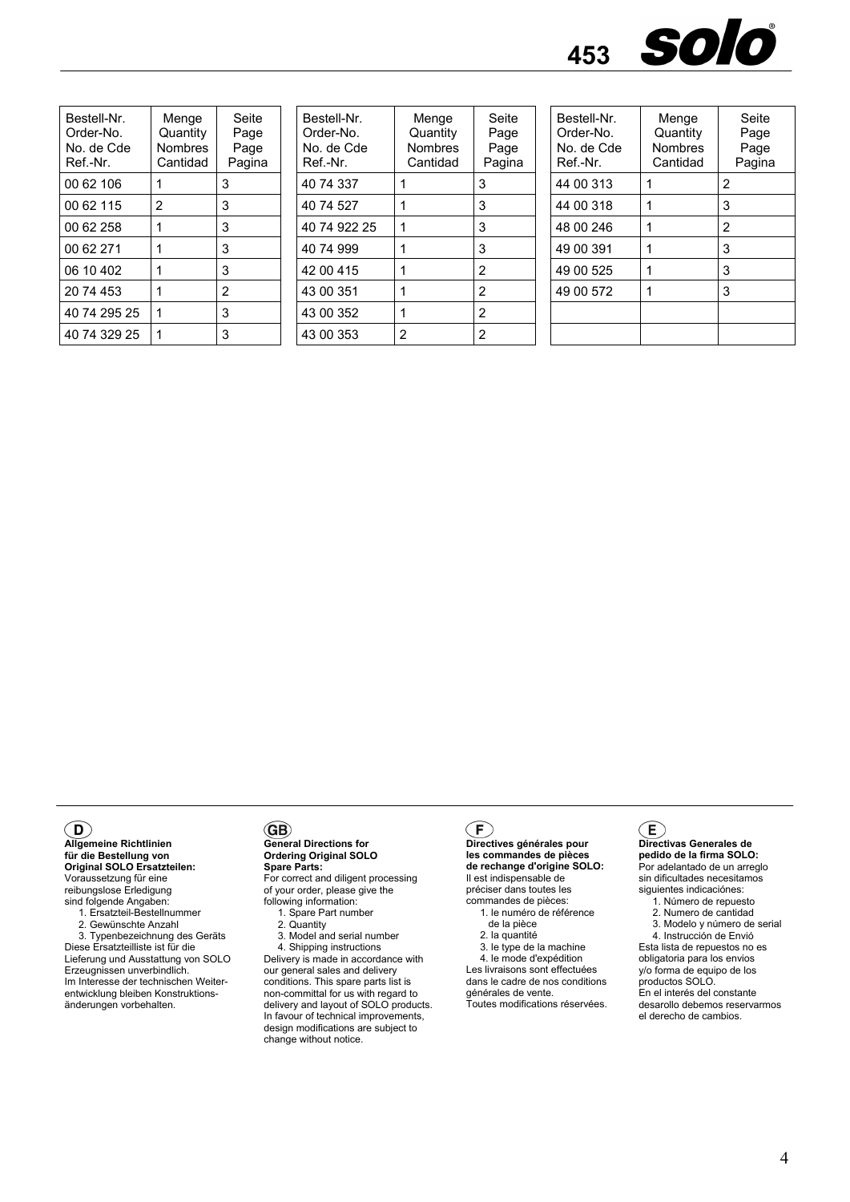| Bestell-Nr. Order-No. No. de Cde Ref.-Nr. | Menge Quantity Nombres Cantidad | Seite Page Page Pagina |
|---|---|---|
| 00 62 106 | 1 | 3 |
| 00 62 115 | 2 | 3 |
| 00 62 258 | 1 | 3 |
| 00 62 271 | 1 | 3 |
| 06 10 402 | 1 | 3 |
| 20 74 453 | 1 | 2 |
| 40 74 295 25 | 1 | 3 |
| 40 74 329 25 | 1 | 3 |

| Bestell-Nr. Order-No. No. de Cde Ref.-Nr. | Menge Quantity Nombres Cantidad | Seite Page Page Pagina |
|---|---|---|
| 40 74 337 | 1 | 3 |
| 40 74 527 | 1 | 3 |
| 40 74 922 25 | 1 | 3 |
| 40 74 999 | 1 | 3 |
| 42 00 415 | 1 | 2 |
| 43 00 351 | 1 | 2 |
| 43 00 352 | 1 | 2 |
| 43 00 353 | 2 | 2 |

| Bestell-Nr. Order-No. No. de Cde Ref.-Nr. | Menge Quantity Nombres Cantidad | Seite Page Page Pagina |
|---|---|---|
| 44 00 313 | 1 | 2 |
| 44 00 318 | 1 | 3 |
| 48 00 246 | 1 | 2 |
| 49 00 391 | 1 | 3 |
| 49 00 525 | 1 | 3 |
| 49 00 572 | 1 | 3 |
| | | |
| | | |

**D**

**Allgemeine Richtlinien für die Bestellung von Original SOLO Ersatzteilen:**
Voraussetzung für eine reibungslose Erledigung sind folgende Angaben:

1. Ersatzteil-Bestellnummer
2. Gewünschte Anzahl
3. Typenbezeichnung des Geräts

Diese Ersatzteilliste ist für die Lieferung und Ausstattung von SOLO Erzeugnissen unverbindlich.
Im Interesse der technischen Weiterentwicklung bleiben Konstruktionsänderungen vorbehalten.

**GB**

**General Directions for Ordering Original SOLO Spare Parts:**
For correct and diligent processing of your order, please give the following information:

1. Spare Part number
2. Quantity
3. Model and serial number
4. Shipping instructions

Delivery is made in accordance with our general sales and delivery conditions. This spare parts list is non-committal for us with regard to delivery and layout of SOLO products. In favour of technical improvements, design modifications are subject to change without notice.

**F**

**Directives générales pour les commandes de pièces de rechange d'origine SOLO:**
Il est indispensable de préciser dans toutes les commandes de pièces:

1. le numéro de référence de la pièce
2. la quantité
3. le type de la machine
4. le mode d'expédition

Les livraisons sont effectuées dans le cadre de nos conditions générales de vente.
Toutes modifications réservées.

**E**

**Directivas Generales de pedido de la firma SOLO:**
Por adelantado de un arreglo sin dificultades necesitamos siguientes indicaciónes:

1. Número de repuesto
2. Numero de cantidad
3. Modelo y número de serial
4. Instrucción de Envió

Esta lista de repuestos no es obligatoria para los envios y/o forma de equipo de los productos SOLO.
En el interés del constante desarollo debemos reservarmos el derecho de cambios.